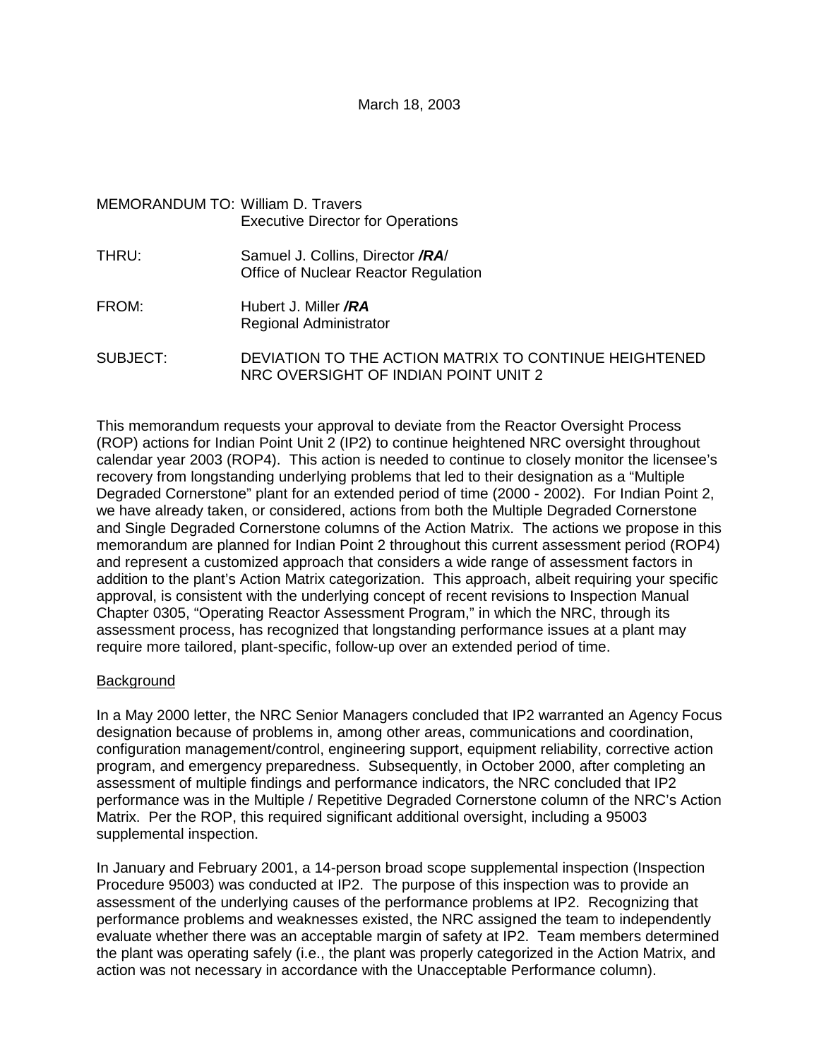March 18, 2003

MEMORANDUM TO: William D. Travers
Executive Director for Operations

THRU: Samuel J. Collins, Director ***/RA***/
Office of Nuclear Reactor Regulation

FROM: Hubert J. Miller ***/RA***
Regional Administrator

SUBJECT: DEVIATION TO THE ACTION MATRIX TO CONTINUE HEIGHTENED NRC OVERSIGHT OF INDIAN POINT UNIT 2

This memorandum requests your approval to deviate from the Reactor Oversight Process (ROP) actions for Indian Point Unit 2 (IP2) to continue heightened NRC oversight throughout calendar year 2003 (ROP4). This action is needed to continue to closely monitor the licensee's recovery from longstanding underlying problems that led to their designation as a "Multiple Degraded Cornerstone" plant for an extended period of time (2000 - 2002). For Indian Point 2, we have already taken, or considered, actions from both the Multiple Degraded Cornerstone and Single Degraded Cornerstone columns of the Action Matrix. The actions we propose in this memorandum are planned for Indian Point 2 throughout this current assessment period (ROP4) and represent a customized approach that considers a wide range of assessment factors in addition to the plant's Action Matrix categorization. This approach, albeit requiring your specific approval, is consistent with the underlying concept of recent revisions to Inspection Manual Chapter 0305, "Operating Reactor Assessment Program," in which the NRC, through its assessment process, has recognized that longstanding performance issues at a plant may require more tailored, plant-specific, follow-up over an extended period of time.

<u>Background</u>

In a May 2000 letter, the NRC Senior Managers concluded that IP2 warranted an Agency Focus designation because of problems in, among other areas, communications and coordination, configuration management/control, engineering support, equipment reliability, corrective action program, and emergency preparedness. Subsequently, in October 2000, after completing an assessment of multiple findings and performance indicators, the NRC concluded that IP2 performance was in the Multiple / Repetitive Degraded Cornerstone column of the NRC's Action Matrix. Per the ROP, this required significant additional oversight, including a 95003 supplemental inspection.

In January and February 2001, a 14-person broad scope supplemental inspection (Inspection Procedure 95003) was conducted at IP2. The purpose of this inspection was to provide an assessment of the underlying causes of the performance problems at IP2. Recognizing that performance problems and weaknesses existed, the NRC assigned the team to independently evaluate whether there was an acceptable margin of safety at IP2. Team members determined the plant was operating safely (i.e., the plant was properly categorized in the Action Matrix, and action was not necessary in accordance with the Unacceptable Performance column).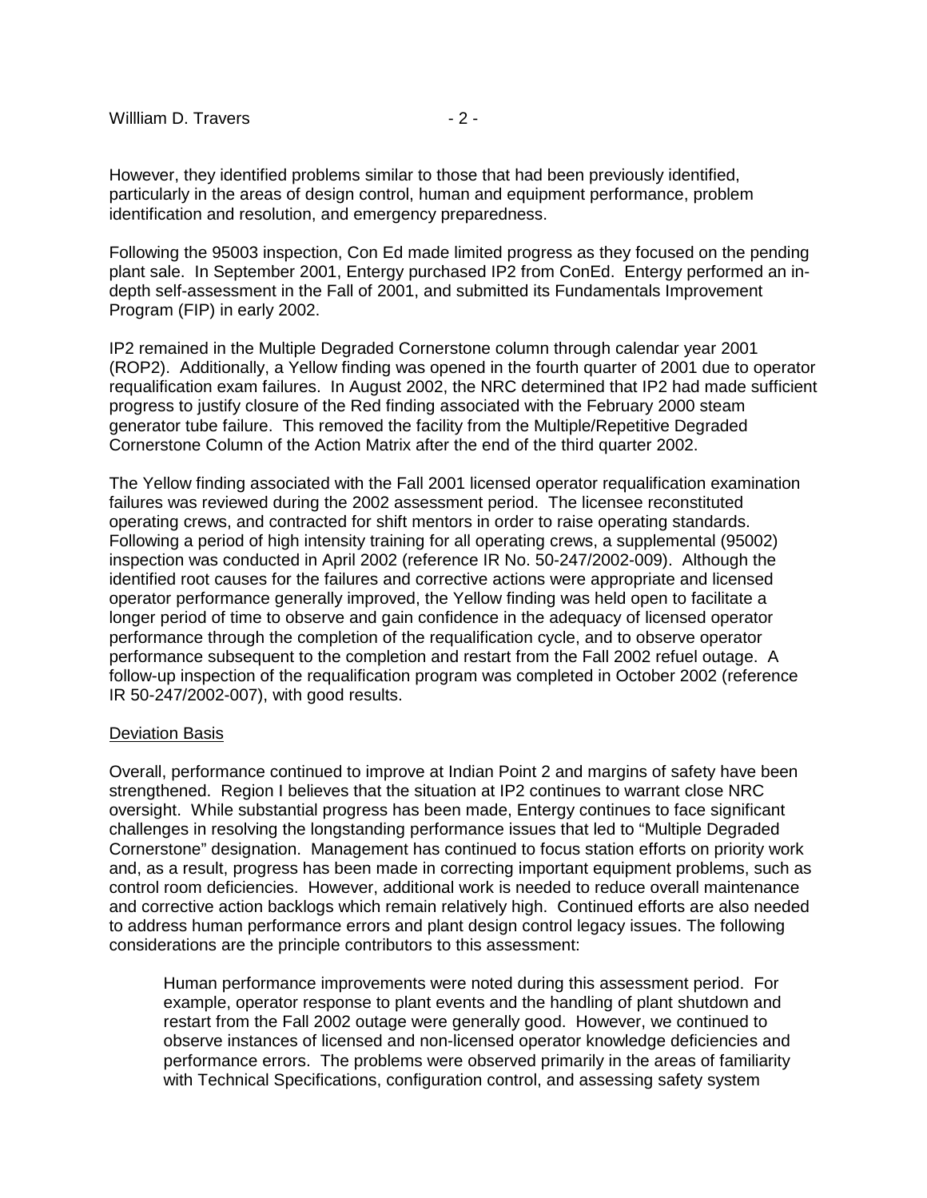However, they identified problems similar to those that had been previously identified, particularly in the areas of design control, human and equipment performance, problem identification and resolution, and emergency preparedness.

Following the 95003 inspection, Con Ed made limited progress as they focused on the pending plant sale. In September 2001, Entergy purchased IP2 from ConEd. Entergy performed an in-depth self-assessment in the Fall of 2001, and submitted its Fundamentals Improvement Program (FIP) in early 2002.

IP2 remained in the Multiple Degraded Cornerstone column through calendar year 2001 (ROP2). Additionally, a Yellow finding was opened in the fourth quarter of 2001 due to operator requalification exam failures. In August 2002, the NRC determined that IP2 had made sufficient progress to justify closure of the Red finding associated with the February 2000 steam generator tube failure. This removed the facility from the Multiple/Repetitive Degraded Cornerstone Column of the Action Matrix after the end of the third quarter 2002.

The Yellow finding associated with the Fall 2001 licensed operator requalification examination failures was reviewed during the 2002 assessment period. The licensee reconstituted operating crews, and contracted for shift mentors in order to raise operating standards. Following a period of high intensity training for all operating crews, a supplemental (95002) inspection was conducted in April 2002 (reference IR No. 50-247/2002-009). Although the identified root causes for the failures and corrective actions were appropriate and licensed operator performance generally improved, the Yellow finding was held open to facilitate a longer period of time to observe and gain confidence in the adequacy of licensed operator performance through the completion of the requalification cycle, and to observe operator performance subsequent to the completion and restart from the Fall 2002 refuel outage. A follow-up inspection of the requalification program was completed in October 2002 (reference IR 50-247/2002-007), with good results.

## Deviation Basis

Overall, performance continued to improve at Indian Point 2 and margins of safety have been strengthened. Region I believes that the situation at IP2 continues to warrant close NRC oversight. While substantial progress has been made, Entergy continues to face significant challenges in resolving the longstanding performance issues that led to "Multiple Degraded Cornerstone" designation. Management has continued to focus station efforts on priority work and, as a result, progress has been made in correcting important equipment problems, such as control room deficiencies. However, additional work is needed to reduce overall maintenance and corrective action backlogs which remain relatively high. Continued efforts are also needed to address human performance errors and plant design control legacy issues. The following considerations are the principle contributors to this assessment:

> Human performance improvements were noted during this assessment period. For example, operator response to plant events and the handling of plant shutdown and restart from the Fall 2002 outage were generally good. However, we continued to observe instances of licensed and non-licensed operator knowledge deficiencies and performance errors. The problems were observed primarily in the areas of familiarity with Technical Specifications, configuration control, and assessing safety system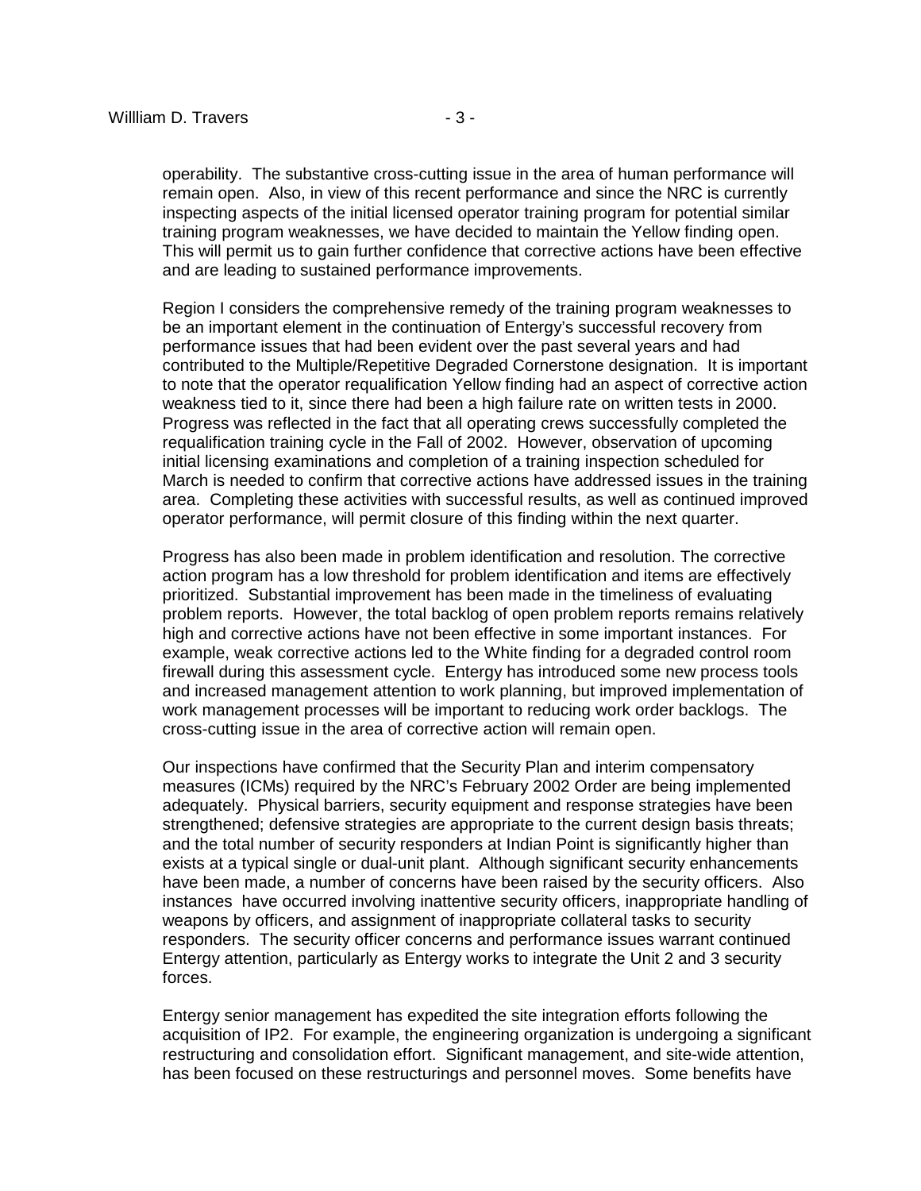operability. The substantive cross-cutting issue in the area of human performance will remain open. Also, in view of this recent performance and since the NRC is currently inspecting aspects of the initial licensed operator training program for potential similar training program weaknesses, we have decided to maintain the Yellow finding open. This will permit us to gain further confidence that corrective actions have been effective and are leading to sustained performance improvements.

Region I considers the comprehensive remedy of the training program weaknesses to be an important element in the continuation of Entergy's successful recovery from performance issues that had been evident over the past several years and had contributed to the Multiple/Repetitive Degraded Cornerstone designation. It is important to note that the operator requalification Yellow finding had an aspect of corrective action weakness tied to it, since there had been a high failure rate on written tests in 2000. Progress was reflected in the fact that all operating crews successfully completed the requalification training cycle in the Fall of 2002. However, observation of upcoming initial licensing examinations and completion of a training inspection scheduled for March is needed to confirm that corrective actions have addressed issues in the training area. Completing these activities with successful results, as well as continued improved operator performance, will permit closure of this finding within the next quarter.

Progress has also been made in problem identification and resolution. The corrective action program has a low threshold for problem identification and items are effectively prioritized. Substantial improvement has been made in the timeliness of evaluating problem reports. However, the total backlog of open problem reports remains relatively high and corrective actions have not been effective in some important instances. For example, weak corrective actions led to the White finding for a degraded control room firewall during this assessment cycle. Entergy has introduced some new process tools and increased management attention to work planning, but improved implementation of work management processes will be important to reducing work order backlogs. The cross-cutting issue in the area of corrective action will remain open.

Our inspections have confirmed that the Security Plan and interim compensatory measures (ICMs) required by the NRC's February 2002 Order are being implemented adequately. Physical barriers, security equipment and response strategies have been strengthened; defensive strategies are appropriate to the current design basis threats; and the total number of security responders at Indian Point is significantly higher than exists at a typical single or dual-unit plant. Although significant security enhancements have been made, a number of concerns have been raised by the security officers. Also instances have occurred involving inattentive security officers, inappropriate handling of weapons by officers, and assignment of inappropriate collateral tasks to security responders. The security officer concerns and performance issues warrant continued Entergy attention, particularly as Entergy works to integrate the Unit 2 and 3 security forces.

Entergy senior management has expedited the site integration efforts following the acquisition of IP2. For example, the engineering organization is undergoing a significant restructuring and consolidation effort. Significant management, and site-wide attention, has been focused on these restructurings and personnel moves. Some benefits have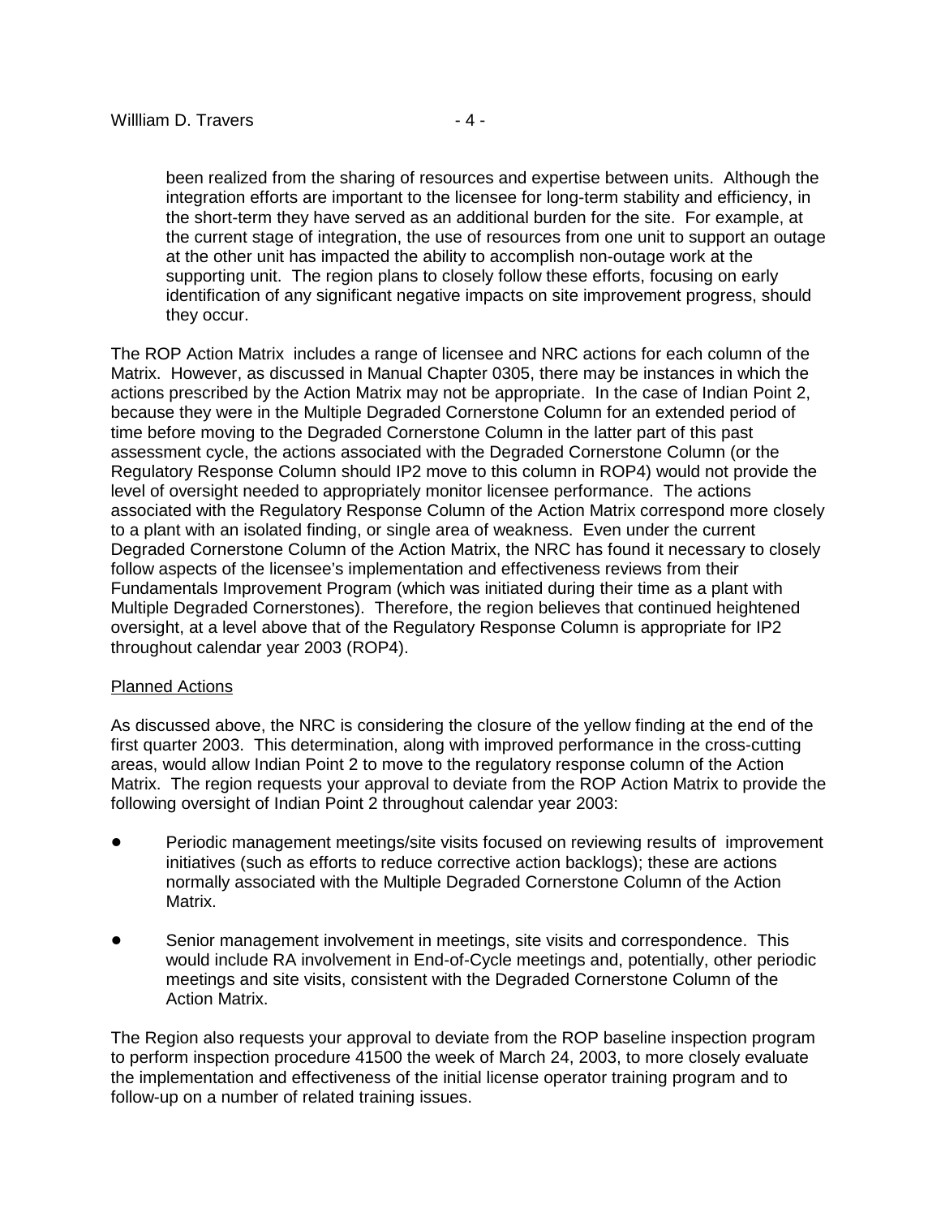been realized from the sharing of resources and expertise between units. Although the integration efforts are important to the licensee for long-term stability and efficiency, in the short-term they have served as an additional burden for the site. For example, at the current stage of integration, the use of resources from one unit to support an outage at the other unit has impacted the ability to accomplish non-outage work at the supporting unit. The region plans to closely follow these efforts, focusing on early identification of any significant negative impacts on site improvement progress, should they occur.

The ROP Action Matrix includes a range of licensee and NRC actions for each column of the Matrix. However, as discussed in Manual Chapter 0305, there may be instances in which the actions prescribed by the Action Matrix may not be appropriate. In the case of Indian Point 2, because they were in the Multiple Degraded Cornerstone Column for an extended period of time before moving to the Degraded Cornerstone Column in the latter part of this past assessment cycle, the actions associated with the Degraded Cornerstone Column (or the Regulatory Response Column should IP2 move to this column in ROP4) would not provide the level of oversight needed to appropriately monitor licensee performance. The actions associated with the Regulatory Response Column of the Action Matrix correspond more closely to a plant with an isolated finding, or single area of weakness. Even under the current Degraded Cornerstone Column of the Action Matrix, the NRC has found it necessary to closely follow aspects of the licensee's implementation and effectiveness reviews from their Fundamentals Improvement Program (which was initiated during their time as a plant with Multiple Degraded Cornerstones). Therefore, the region believes that continued heightened oversight, at a level above that of the Regulatory Response Column is appropriate for IP2 throughout calendar year 2003 (ROP4).

<u>Planned Actions</u>

As discussed above, the NRC is considering the closure of the yellow finding at the end of the first quarter 2003. This determination, along with improved performance in the cross-cutting areas, would allow Indian Point 2 to move to the regulatory response column of the Action Matrix. The region requests your approval to deviate from the ROP Action Matrix to provide the following oversight of Indian Point 2 throughout calendar year 2003:

- Periodic management meetings/site visits focused on reviewing results of improvement initiatives (such as efforts to reduce corrective action backlogs); these are actions normally associated with the Multiple Degraded Cornerstone Column of the Action Matrix.
- Senior management involvement in meetings, site visits and correspondence. This would include RA involvement in End-of-Cycle meetings and, potentially, other periodic meetings and site visits, consistent with the Degraded Cornerstone Column of the Action Matrix.

The Region also requests your approval to deviate from the ROP baseline inspection program to perform inspection procedure 41500 the week of March 24, 2003, to more closely evaluate the implementation and effectiveness of the initial license operator training program and to follow-up on a number of related training issues.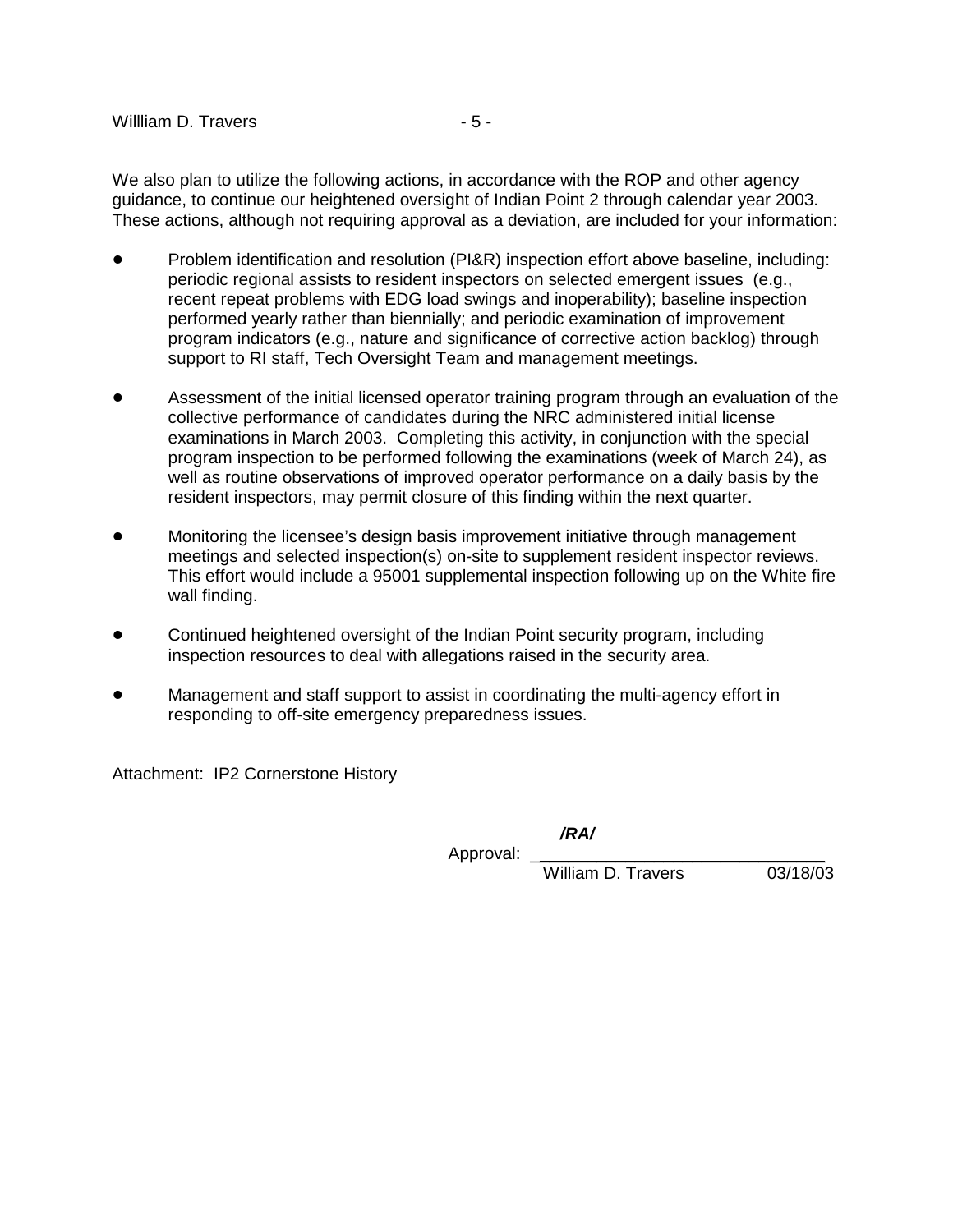We also plan to utilize the following actions, in accordance with the ROP and other agency guidance, to continue our heightened oversight of Indian Point 2 through calendar year 2003. These actions, although not requiring approval as a deviation, are included for your information:

- Problem identification and resolution (PI&R) inspection effort above baseline, including: periodic regional assists to resident inspectors on selected emergent issues (e.g., recent repeat problems with EDG load swings and inoperability); baseline inspection performed yearly rather than biennially; and periodic examination of improvement program indicators (e.g., nature and significance of corrective action backlog) through support to RI staff, Tech Oversight Team and management meetings.

- Assessment of the initial licensed operator training program through an evaluation of the collective performance of candidates during the NRC administered initial license examinations in March 2003. Completing this activity, in conjunction with the special program inspection to be performed following the examinations (week of March 24), as well as routine observations of improved operator performance on a daily basis by the resident inspectors, may permit closure of this finding within the next quarter.

- Monitoring the licensee's design basis improvement initiative through management meetings and selected inspection(s) on-site to supplement resident inspector reviews. This effort would include a 95001 supplemental inspection following up on the White fire wall finding.

- Continued heightened oversight of the Indian Point security program, including inspection resources to deal with allegations raised in the security area.

- Management and staff support to assist in coordinating the multi-agency effort in responding to off-site emergency preparedness issues.

Attachment: IP2 Cornerstone History

***/RA/***

Approval: ______________________________
William D. Travers 03/18/03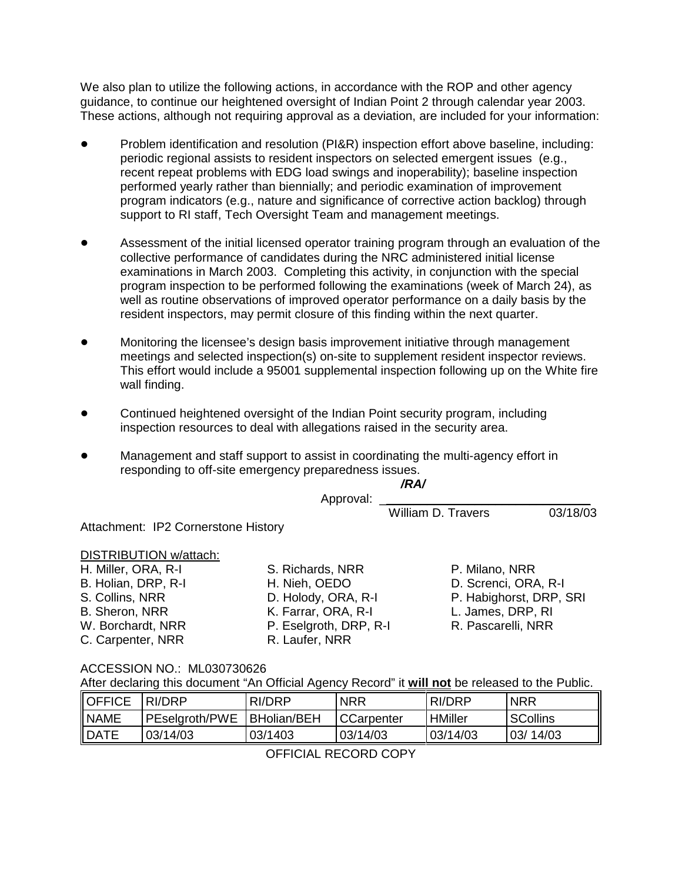We also plan to utilize the following actions, in accordance with the ROP and other agency guidance, to continue our heightened oversight of Indian Point 2 through calendar year 2003. These actions, although not requiring approval as a deviation, are included for your information:

- Problem identification and resolution (PI&R) inspection effort above baseline, including: periodic regional assists to resident inspectors on selected emergent issues (e.g., recent repeat problems with EDG load swings and inoperability); baseline inspection performed yearly rather than biennially; and periodic examination of improvement program indicators (e.g., nature and significance of corrective action backlog) through support to RI staff, Tech Oversight Team and management meetings.

- Assessment of the initial licensed operator training program through an evaluation of the collective performance of candidates during the NRC administered initial license examinations in March 2003. Completing this activity, in conjunction with the special program inspection to be performed following the examinations (week of March 24), as well as routine observations of improved operator performance on a daily basis by the resident inspectors, may permit closure of this finding within the next quarter.

- Monitoring the licensee's design basis improvement initiative through management meetings and selected inspection(s) on-site to supplement resident inspector reviews. This effort would include a 95001 supplemental inspection following up on the White fire wall finding.

- Continued heightened oversight of the Indian Point security program, including inspection resources to deal with allegations raised in the security area.

- Management and staff support to assist in coordinating the multi-agency effort in responding to off-site emergency preparedness issues.

Approval: ***/RA/***
William D. Travers 03/18/03

Attachment: IP2 Cornerstone History

DISTRIBUTION w/attach:
H. Miller, ORA, R-I
B. Holian, DRP, R-I
S. Collins, NRR
B. Sheron, NRR
W. Borchardt, NRR
C. Carpenter, NRR
S. Richards, NRR
H. Nieh, OEDO
D. Holody, ORA, R-I
K. Farrar, ORA, R-I
P. Eselgroth, DRP, R-I
R. Laufer, NRR
P. Milano, NRR
D. Screnci, ORA, R-I
P. Habighorst, DRP, SRI
L. James, DRP, RI
R. Pascarelli, NRR

ACCESSION NO.: ML030730626
After declaring this document "An Official Agency Record" it **will not** be released to the Public.

| OFFICE | RI/DRP | RI/DRP | NRR | RI/DRP | NRR |
|---|---|---|---|---|---|
| NAME | PEselgroth/PWE | BHolian/BEH | CCarpenter | HMiller | SCollins |
| DATE | 03/14/03 | 03/1403 | 03/14/03 | 03/14/03 | 03/ 14/03 |

OFFICIAL RECORD COPY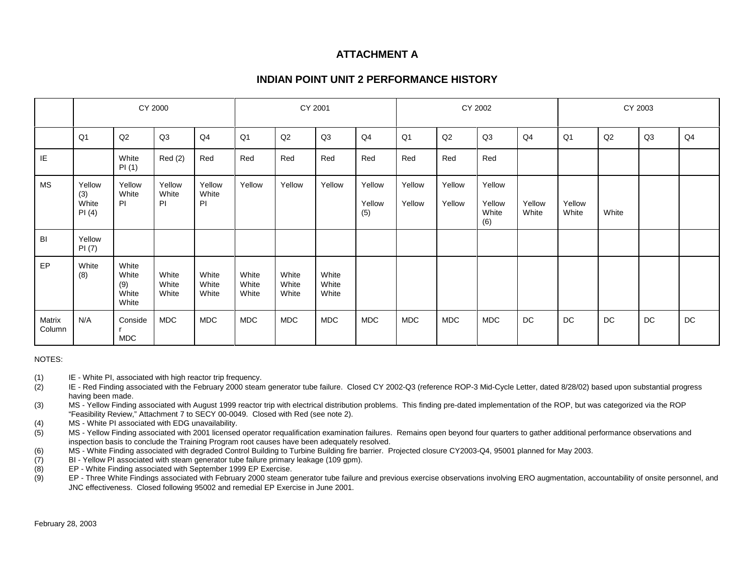## ATTACHMENT A

## INDIAN POINT UNIT 2 PERFORMANCE HISTORY

| | CY 2000 | | | | CY 2001 | | | | CY 2002 | | | | CY 2003 | | | |
|---|---|---|---|---|---|---|---|---|---|---|---|---|---|---|---|---|
| | Q1 | Q2 | Q3 | Q4 | Q1 | Q2 | Q3 | Q4 | Q1 | Q2 | Q3 | Q4 | Q1 | Q2 | Q3 | Q4 |
| IE | | White PI (1) | Red (2) | Red | Red | Red | Red | Red | Red | Red | Red | | | | | |
| MS | Yellow (3) White PI (4) | Yellow White PI | Yellow White PI | Yellow White PI | Yellow | Yellow | Yellow | Yellow Yellow (5) | Yellow Yellow | Yellow Yellow | Yellow Yellow White (6) | Yellow White | Yellow White | White | | |
| BI | Yellow PI (7) | | | | | | | | | | | | | | | |
| EP | White (8) | White White (9) White White | White White White | White White White | White White White | White White White | White White White | | | | | | | | | |
| Matrix Column | N/A | Consider MDC | MDC | MDC | MDC | MDC | MDC | MDC | MDC | MDC | MDC | DC | DC | DC | DC | DC |

NOTES:

(1) IE - White PI, associated with high reactor trip frequency.

(2) IE - Red Finding associated with the February 2000 steam generator tube failure. Closed CY 2002-Q3 (reference ROP-3 Mid-Cycle Letter, dated 8/28/02) based upon substantial progress having been made.

(3) MS - Yellow Finding associated with August 1999 reactor trip with electrical distribution problems. This finding pre-dated implementation of the ROP, but was categorized via the ROP "Feasibility Review," Attachment 7 to SECY 00-0049. Closed with Red (see note 2).

(4) MS - White PI associated with EDG unavailability.

(5) MS - Yellow Finding associated with 2001 licensed operator requalification examination failures. Remains open beyond four quarters to gather additional performance observations and inspection basis to conclude the Training Program root causes have been adequately resolved.

(6) MS - White Finding associated with degraded Control Building to Turbine Building fire barrier. Projected closure CY2003-Q4, 95001 planned for May 2003.

(7) BI - Yellow PI associated with steam generator tube failure primary leakage (109 gpm).

(8) EP - White Finding associated with September 1999 EP Exercise.

(9) EP - Three White Findings associated with February 2000 steam generator tube failure and previous exercise observations involving ERO augmentation, accountability of onsite personnel, and JNC effectiveness. Closed following 95002 and remedial EP Exercise in June 2001.

February 28, 2003